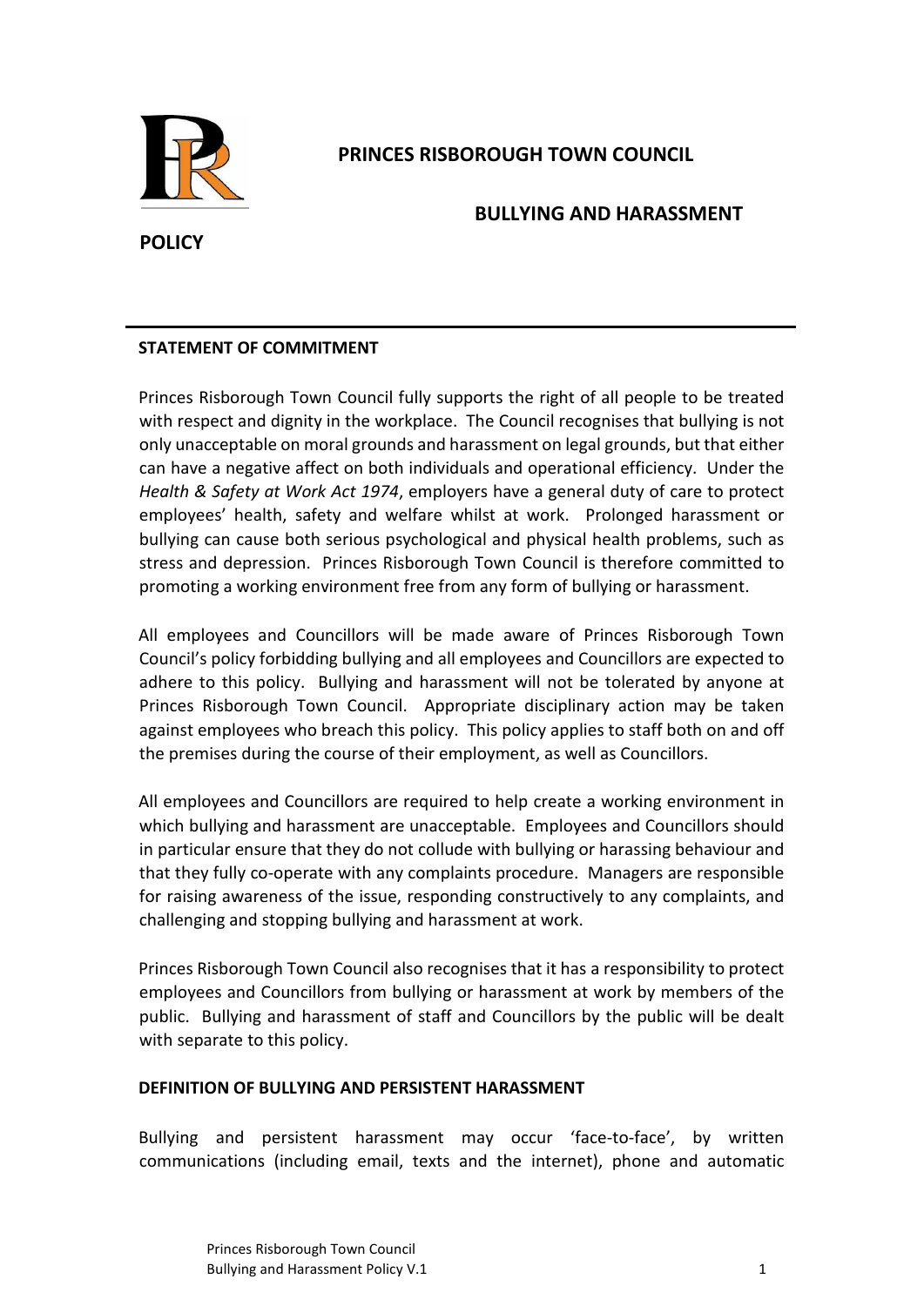# PRINCES RISBOROUGH TOWN COUNCIL

## BULLYING AND HARASSMENT POLICY

### STATEMENT OF COMMITMENT

Princes Risborough Town Council fully supports the right of all people to be treated with respect and dignity in the workplace. The Council recognises that bullying is not only unacceptable on moral grounds and harassment on legal grounds, but that either can have a negative affect on both individuals and operational efficiency. Under the *Health & Safety at Work Act 1974*, employers have a general duty of care to protect employees' health, safety and welfare whilst at work. Prolonged harassment or bullying can cause both serious psychological and physical health problems, such as stress and depression. Princes Risborough Town Council is therefore committed to promoting a working environment free from any form of bullying or harassment.

All employees and Councillors will be made aware of Princes Risborough Town Council's policy forbidding bullying and all employees and Councillors are expected to adhere to this policy. Bullying and harassment will not be tolerated by anyone at Princes Risborough Town Council. Appropriate disciplinary action may be taken against employees who breach this policy. This policy applies to staff both on and off the premises during the course of their employment, as well as Councillors.

All employees and Councillors are required to help create a working environment in which bullying and harassment are unacceptable. Employees and Councillors should in particular ensure that they do not collude with bullying or harassing behaviour and that they fully co-operate with any complaints procedure. Managers are responsible for raising awareness of the issue, responding constructively to any complaints, and challenging and stopping bullying and harassment at work.

Princes Risborough Town Council also recognises that it has a responsibility to protect employees and Councillors from bullying or harassment at work by members of the public. Bullying and harassment of staff and Councillors by the public will be dealt with separate to this policy.

### DEFINITION OF BULLYING AND PERSISTENT HARASSMENT

Bullying and persistent harassment may occur 'face-to-face', by written communications (including email, texts and the internet), phone and automatic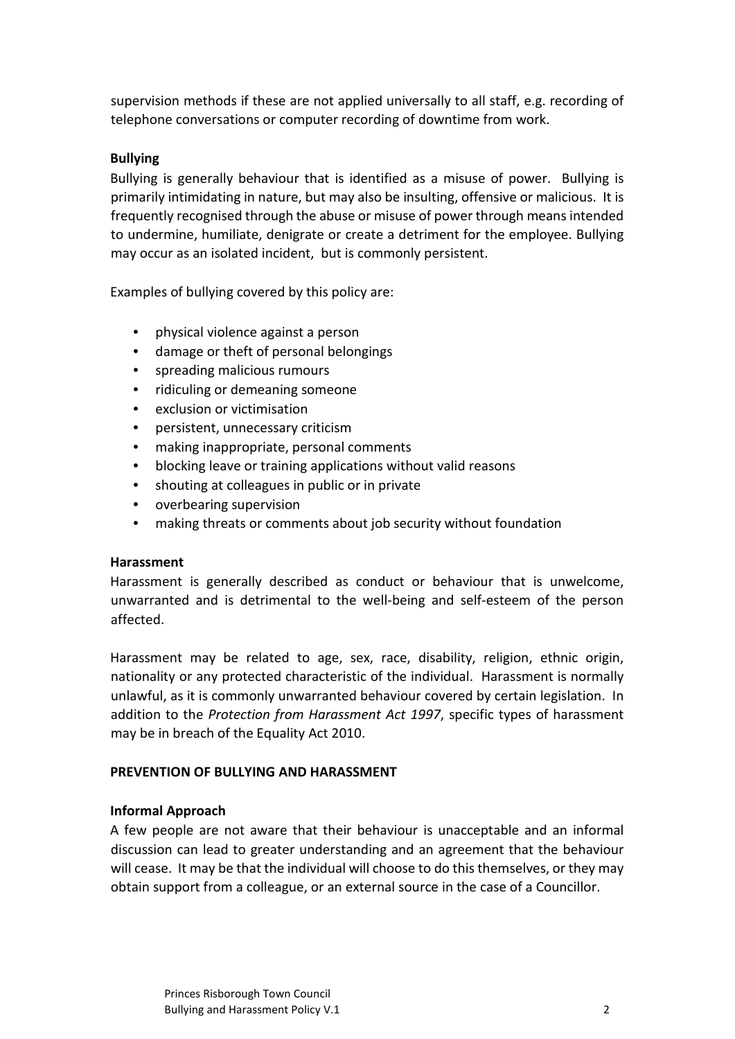supervision methods if these are not applied universally to all staff, e.g. recording of telephone conversations or computer recording of downtime from work.

**Bullying**

Bullying is generally behaviour that is identified as a misuse of power. Bullying is primarily intimidating in nature, but may also be insulting, offensive or malicious. It is frequently recognised through the abuse or misuse of power through means intended to undermine, humiliate, denigrate or create a detriment for the employee. Bullying may occur as an isolated incident, but is commonly persistent.

Examples of bullying covered by this policy are:

- physical violence against a person
- damage or theft of personal belongings
- spreading malicious rumours
- ridiculing or demeaning someone
- exclusion or victimisation
- persistent, unnecessary criticism
- making inappropriate, personal comments
- blocking leave or training applications without valid reasons
- shouting at colleagues in public or in private
- overbearing supervision
- making threats or comments about job security without foundation

**Harassment**

Harassment is generally described as conduct or behaviour that is unwelcome, unwarranted and is detrimental to the well-being and self-esteem of the person affected.

Harassment may be related to age, sex, race, disability, religion, ethnic origin, nationality or any protected characteristic of the individual. Harassment is normally unlawful, as it is commonly unwarranted behaviour covered by certain legislation. In addition to the *Protection from Harassment Act 1997*, specific types of harassment may be in breach of the Equality Act 2010.

## PREVENTION OF BULLYING AND HARASSMENT

**Informal Approach**

A few people are not aware that their behaviour is unacceptable and an informal discussion can lead to greater understanding and an agreement that the behaviour will cease. It may be that the individual will choose to do this themselves, or they may obtain support from a colleague, or an external source in the case of a Councillor.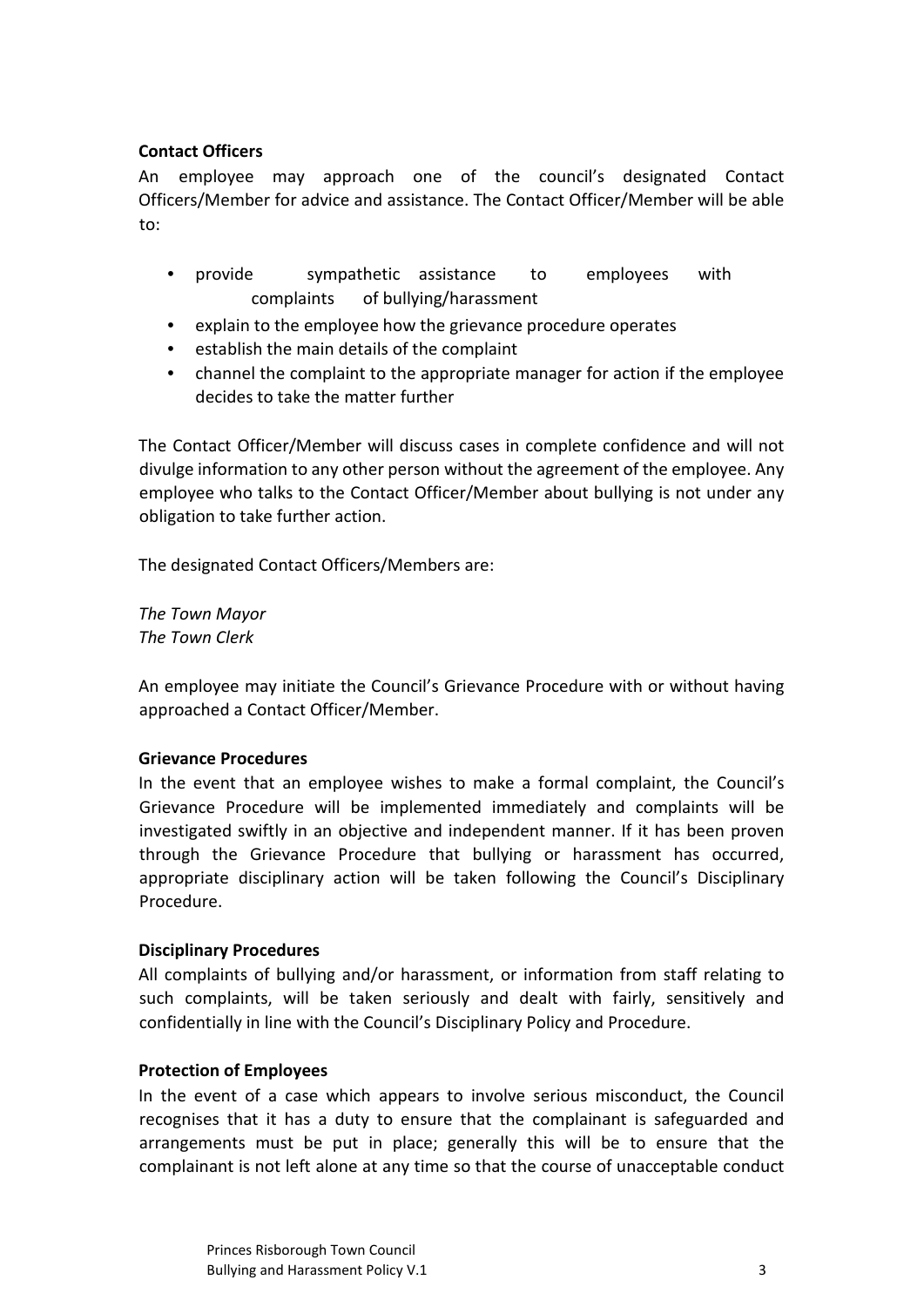**Contact Officers**

An employee may approach one of the council's designated Contact Officers/Member for advice and assistance. The Contact Officer/Member will be able to:

- provide sympathetic assistance to employees with complaints of bullying/harassment
- explain to the employee how the grievance procedure operates
- establish the main details of the complaint
- channel the complaint to the appropriate manager for action if the employee decides to take the matter further

The Contact Officer/Member will discuss cases in complete confidence and will not divulge information to any other person without the agreement of the employee. Any employee who talks to the Contact Officer/Member about bullying is not under any obligation to take further action.

The designated Contact Officers/Members are:

*The Town Mayor*
*The Town Clerk*

An employee may initiate the Council's Grievance Procedure with or without having approached a Contact Officer/Member.

**Grievance Procedures**

In the event that an employee wishes to make a formal complaint, the Council's Grievance Procedure will be implemented immediately and complaints will be investigated swiftly in an objective and independent manner. If it has been proven through the Grievance Procedure that bullying or harassment has occurred, appropriate disciplinary action will be taken following the Council's Disciplinary Procedure.

**Disciplinary Procedures**

All complaints of bullying and/or harassment, or information from staff relating to such complaints, will be taken seriously and dealt with fairly, sensitively and confidentially in line with the Council's Disciplinary Policy and Procedure.

**Protection of Employees**

In the event of a case which appears to involve serious misconduct, the Council recognises that it has a duty to ensure that the complainant is safeguarded and arrangements must be put in place; generally this will be to ensure that the complainant is not left alone at any time so that the course of unacceptable conduct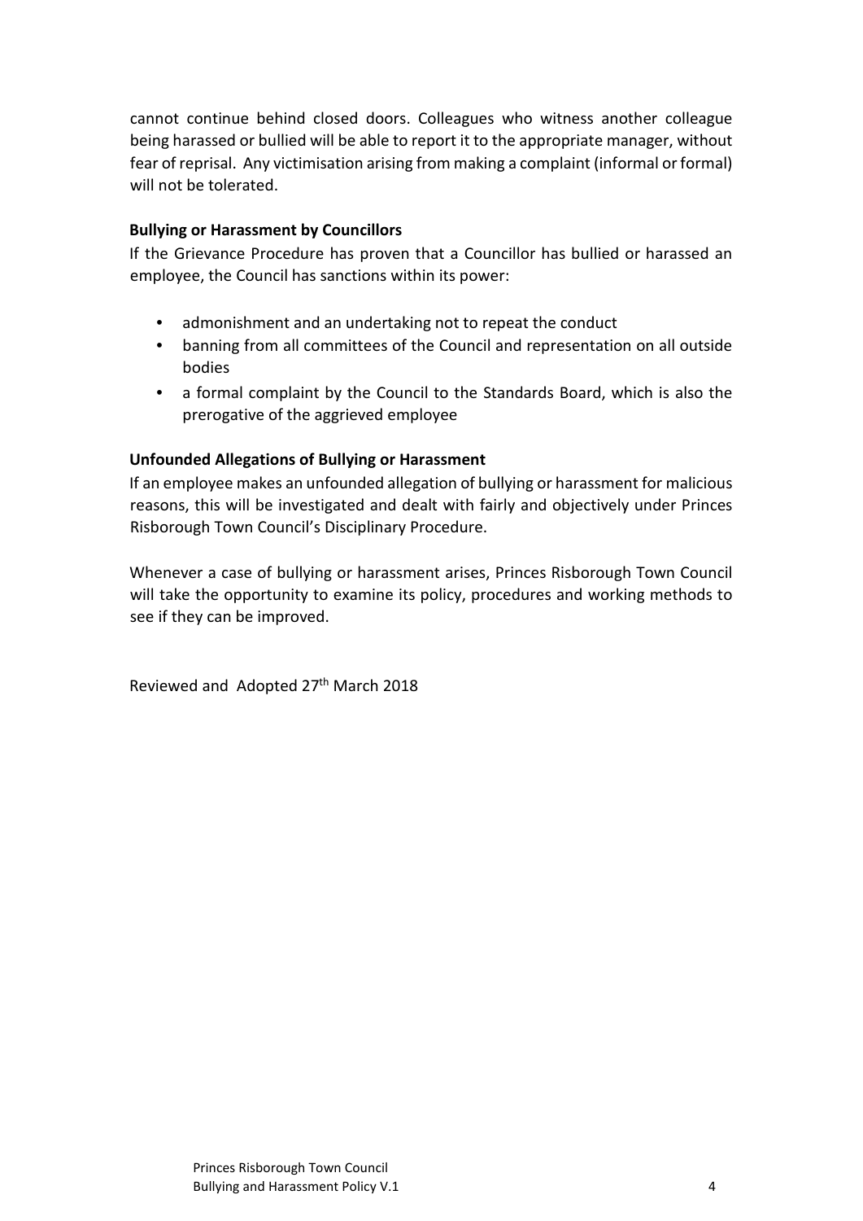cannot continue behind closed doors. Colleagues who witness another colleague being harassed or bullied will be able to report it to the appropriate manager, without fear of reprisal. Any victimisation arising from making a complaint (informal or formal) will not be tolerated.

**Bullying or Harassment by Councillors**

If the Grievance Procedure has proven that a Councillor has bullied or harassed an employee, the Council has sanctions within its power:

- admonishment and an undertaking not to repeat the conduct
- banning from all committees of the Council and representation on all outside bodies
- a formal complaint by the Council to the Standards Board, which is also the prerogative of the aggrieved employee

**Unfounded Allegations of Bullying or Harassment**

If an employee makes an unfounded allegation of bullying or harassment for malicious reasons, this will be investigated and dealt with fairly and objectively under Princes Risborough Town Council's Disciplinary Procedure.

Whenever a case of bullying or harassment arises, Princes Risborough Town Council will take the opportunity to examine its policy, procedures and working methods to see if they can be improved.

Reviewed and Adopted 27th March 2018